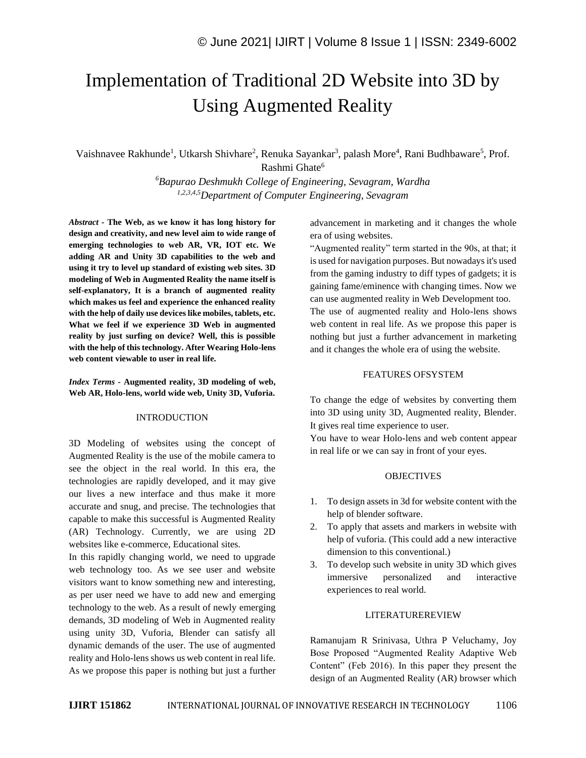# Implementation of Traditional 2D Website into 3D by Using Augmented Reality

Vaishnavee Rakhunde[1], Utkarsh Shivhare[2], Renuka Sayankar[3], palash More[4], Rani Budhbaware[5], Prof. Rashmi Ghate[6]

*[6]Bapurao Deshmukh College of Engineering, Sevagram, Wardha*
*[1,2,3,4,5]Department of Computer Engineering, Sevagram*

***Abstract* - The Web, as we know it has long history for design and creativity, and new level aim to wide range of emerging technologies to web AR, VR, IOT etc. We adding AR and Unity 3D capabilities to the web and using it try to level up standard of existing web sites. 3D modeling of Web in Augmented Reality the name itself is self-explanatory, It is a branch of augmented reality which makes us feel and experience the enhanced reality with the help of daily use devices like mobiles, tablets, etc. What we feel if we experience 3D Web in augmented reality by just surfing on device? Well, this is possible with the help of this technology. After Wearing Holo-lens web content viewable to user in real life.**

***Index Terms* - Augmented reality, 3D modeling of web, Web AR, Holo-lens, world wide web, Unity 3D, Vuforia.**

## INTRODUCTION

3D Modeling of websites using the concept of Augmented Reality is the use of the mobile camera to see the object in the real world. In this era, the technologies are rapidly developed, and it may give our lives a new interface and thus make it more accurate and snug, and precise. The technologies that capable to make this successful is Augmented Reality (AR) Technology. Currently, we are using 2D websites like e-commerce, Educational sites.

In this rapidly changing world, we need to upgrade web technology too. As we see user and website visitors want to know something new and interesting, as per user need we have to add new and emerging technology to the web. As a result of newly emerging demands, 3D modeling of Web in Augmented reality using unity 3D, Vuforia, Blender can satisfy all dynamic demands of the user. The use of augmented reality and Holo-lens shows us web content in real life. As we propose this paper is nothing but just a further advancement in marketing and it changes the whole era of using websites.

"Augmented reality" term started in the 90s, at that; it is used for navigation purposes. But nowadays it's used from the gaming industry to diff types of gadgets; it is gaining fame/eminence with changing times. Now we can use augmented reality in Web Development too.

The use of augmented reality and Holo-lens shows web content in real life. As we propose this paper is nothing but just a further advancement in marketing and it changes the whole era of using the website.

## FEATURES OFSYSTEM

To change the edge of websites by converting them into 3D using unity 3D, Augmented reality, Blender. It gives real time experience to user.

You have to wear Holo-lens and web content appear in real life or we can say in front of your eyes.

## OBJECTIVES

1. To design assets in 3d for website content with the help of blender software.
2. To apply that assets and markers in website with help of vuforia. (This could add a new interactive dimension to this conventional.)
3. To develop such website in unity 3D which gives immersive personalized and interactive experiences to real world.

## LITERATUREREVIEW

Ramanujam R Srinivasa, Uthra P Veluchamy, Joy Bose Proposed "Augmented Reality Adaptive Web Content" (Feb 2016). In this paper they present the design of an Augmented Reality (AR) browser which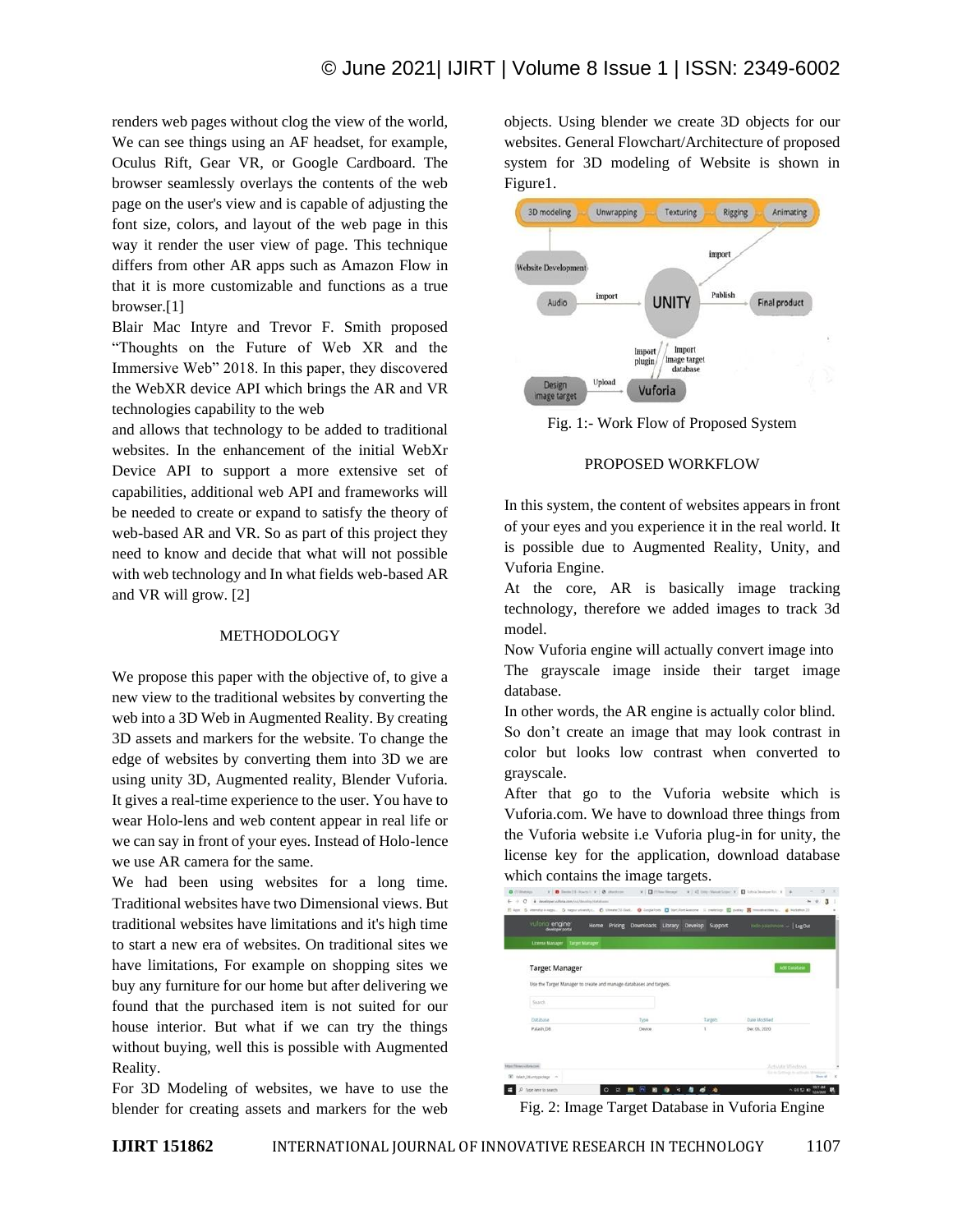renders web pages without clog the view of the world, We can see things using an AF headset, for example, Oculus Rift, Gear VR, or Google Cardboard. The browser seamlessly overlays the contents of the web page on the user's view and is capable of adjusting the font size, colors, and layout of the web page in this way it render the user view of page. This technique differs from other AR apps such as Amazon Flow in that it is more customizable and functions as a true browser.[1]

Blair Mac Intyre and Trevor F. Smith proposed "Thoughts on the Future of Web XR and the Immersive Web" 2018. In this paper, they discovered the WebXR device API which brings the AR and VR technologies capability to the web and allows that technology to be added to traditional websites. In the enhancement of the initial WebXr Device API to support a more extensive set of capabilities, additional web API and frameworks will be needed to create or expand to satisfy the theory of web-based AR and VR. So as part of this project they need to know and decide that what will not possible with web technology and In what fields web-based AR and VR will grow. [2]

## METHODOLOGY

We propose this paper with the objective of, to give a new view to the traditional websites by converting the web into a 3D Web in Augmented Reality. By creating 3D assets and markers for the website. To change the edge of websites by converting them into 3D we are using unity 3D, Augmented reality, Blender Vuforia. It gives a real-time experience to the user. You have to wear Holo-lens and web content appear in real life or we can say in front of your eyes. Instead of Holo-lence we use AR camera for the same.

We had been using websites for a long time. Traditional websites have two Dimensional views. But traditional websites have limitations and it's high time to start a new era of websites. On traditional sites we have limitations, For example on shopping sites we buy any furniture for our home but after delivering we found that the purchased item is not suited for our house interior. But what if we can try the things without buying, well this is possible with Augmented Reality.

For 3D Modeling of websites, we have to use the blender for creating assets and markers for the web objects. Using blender we create 3D objects for our websites. General Flowchart/Architecture of proposed system for 3D modeling of Website is shown in Figure1.

Fig. 1:- Work Flow of Proposed System

## PROPOSED WORKFLOW

In this system, the content of websites appears in front of your eyes and you experience it in the real world. It is possible due to Augmented Reality, Unity, and Vuforia Engine.

At the core, AR is basically image tracking technology, therefore we added images to track 3d model.

Now Vuforia engine will actually convert image into The grayscale image inside their target image database.

In other words, the AR engine is actually color blind.

So don't create an image that may look contrast in color but looks low contrast when converted to grayscale.

After that go to the Vuforia website which is Vuforia.com. We have to download three things from the Vuforia website i.e Vuforia plug-in for unity, the license key for the application, download database which contains the image targets.

Fig. 2: Image Target Database in Vuforia Engine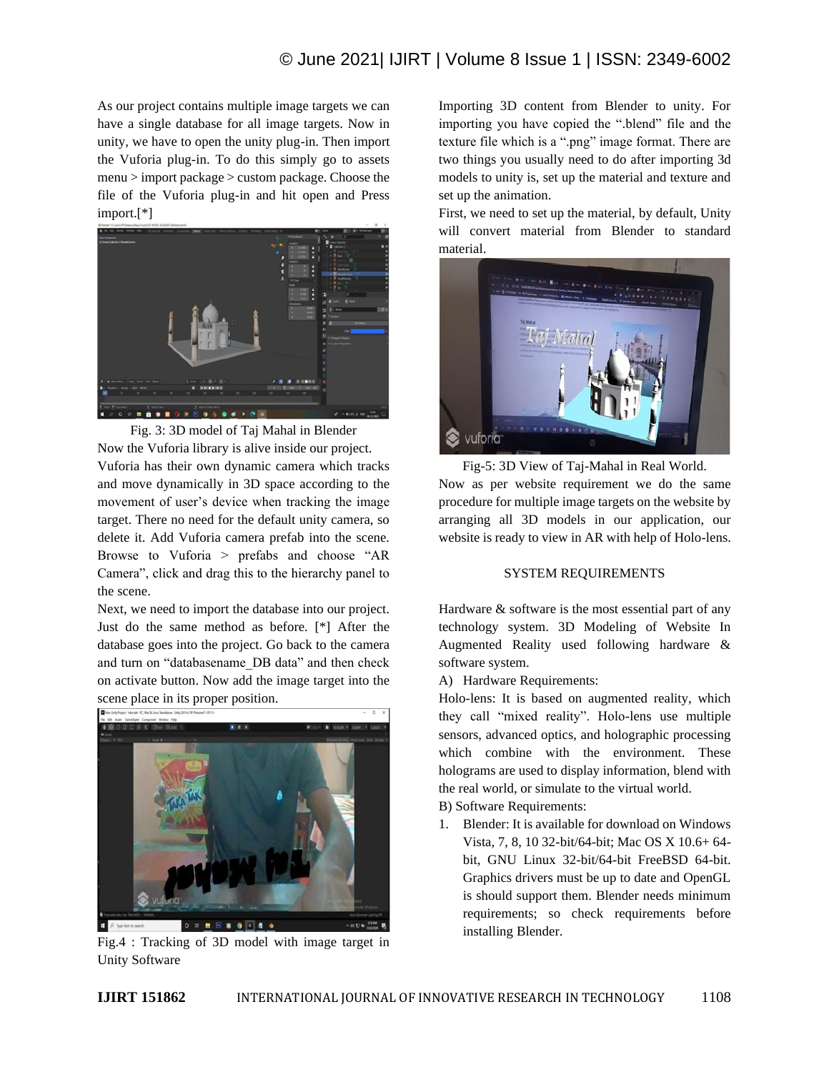As our project contains multiple image targets we can have a single database for all image targets. Now in unity, we have to open the unity plug-in. Then import the Vuforia plug-in. To do this simply go to assets menu > import package > custom package. Choose the file of the Vuforia plug-in and hit open and Press import.[*]

Fig. 3: 3D model of Taj Mahal in Blender

Now the Vuforia library is alive inside our project. Vuforia has their own dynamic camera which tracks and move dynamically in 3D space according to the movement of user's device when tracking the image target. There no need for the default unity camera, so delete it. Add Vuforia camera prefab into the scene. Browse to Vuforia > prefabs and choose "AR Camera", click and drag this to the hierarchy panel to the scene.

Next, we need to import the database into our project. Just do the same method as before. [*] After the database goes into the project. Go back to the camera and turn on "databasename_DB data" and then check on activate button. Now add the image target into the scene place in its proper position.

Fig.4 : Tracking of 3D model with image target in Unity Software

Importing 3D content from Blender to unity. For importing you have copied the ".blend" file and the texture file which is a ".png" image format. There are two things you usually need to do after importing 3d models to unity is, set up the material and texture and set up the animation.

First, we need to set up the material, by default, Unity will convert material from Blender to standard material.

Fig-5: 3D View of Taj-Mahal in Real World.

Now as per website requirement we do the same procedure for multiple image targets on the website by arranging all 3D models in our application, our website is ready to view in AR with help of Holo-lens.

## SYSTEM REQUIREMENTS

Hardware & software is the most essential part of any technology system. 3D Modeling of Website In Augmented Reality used following hardware & software system.

A) Hardware Requirements:

Holo-lens: It is based on augmented reality, which they call "mixed reality". Holo-lens use multiple sensors, advanced optics, and holographic processing which combine with the environment. These holograms are used to display information, blend with the real world, or simulate to the virtual world.

B) Software Requirements:

1. Blender: It is available for download on Windows Vista, 7, 8, 10 32-bit/64-bit; Mac OS X 10.6+ 64-bit, GNU Linux 32-bit/64-bit FreeBSD 64-bit. Graphics drivers must be up to date and OpenGL is should support them. Blender needs minimum requirements; so check requirements before installing Blender.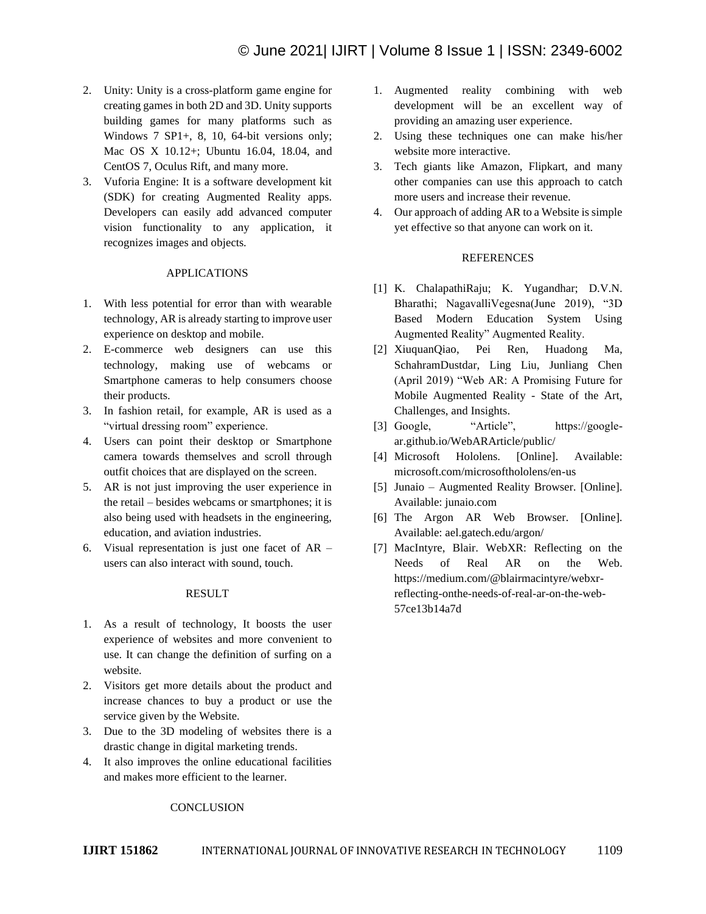2. Unity: Unity is a cross-platform game engine for creating games in both 2D and 3D. Unity supports building games for many platforms such as Windows 7 SP1+, 8, 10, 64-bit versions only; Mac OS X 10.12+; Ubuntu 16.04, 18.04, and CentOS 7, Oculus Rift, and many more.
3. Vuforia Engine: It is a software development kit (SDK) for creating Augmented Reality apps. Developers can easily add advanced computer vision functionality to any application, it recognizes images and objects.

## APPLICATIONS

1. With less potential for error than with wearable technology, AR is already starting to improve user experience on desktop and mobile.
2. E-commerce web designers can use this technology, making use of webcams or Smartphone cameras to help consumers choose their products.
3. In fashion retail, for example, AR is used as a "virtual dressing room" experience.
4. Users can point their desktop or Smartphone camera towards themselves and scroll through outfit choices that are displayed on the screen.
5. AR is not just improving the user experience in the retail – besides webcams or smartphones; it is also being used with headsets in the engineering, education, and aviation industries.
6. Visual representation is just one facet of AR – users can also interact with sound, touch.

## RESULT

1. As a result of technology, It boosts the user experience of websites and more convenient to use. It can change the definition of surfing on a website.
2. Visitors get more details about the product and increase chances to buy a product or use the service given by the Website.
3. Due to the 3D modeling of websites there is a drastic change in digital marketing trends.
4. It also improves the online educational facilities and makes more efficient to the learner.

## CONCLUSION

1. Augmented reality combining with web development will be an excellent way of providing an amazing user experience.
2. Using these techniques one can make his/her website more interactive.
3. Tech giants like Amazon, Flipkart, and many other companies can use this approach to catch more users and increase their revenue.
4. Our approach of adding AR to a Website is simple yet effective so that anyone can work on it.

## REFERENCES

[1] K. ChalapathiRaju; K. Yugandhar; D.V.N. Bharathi; NagavalliVegesna(June 2019), "3D Based Modern Education System Using Augmented Reality" Augmented Reality.

[2] XiuquanQiao, Pei Ren, Huadong Ma, SchahramDustdar, Ling Liu, Junliang Chen (April 2019) "Web AR: A Promising Future for Mobile Augmented Reality - State of the Art, Challenges, and Insights.

[3] Google, "Article", https://google-ar.github.io/WebARArticle/public/

[4] Microsoft Hololens. [Online]. Available: microsoft.com/microsofthololens/en-us

[5] Junaio – Augmented Reality Browser. [Online]. Available: junaio.com

[6] The Argon AR Web Browser. [Online]. Available: ael.gatech.edu/argon/

[7] MacIntyre, Blair. WebXR: Reflecting on the Needs of Real AR on the Web. https://medium.com/@blairmacintyre/webxr-reflecting-onthe-needs-of-real-ar-on-the-web-57ce13b14a7d